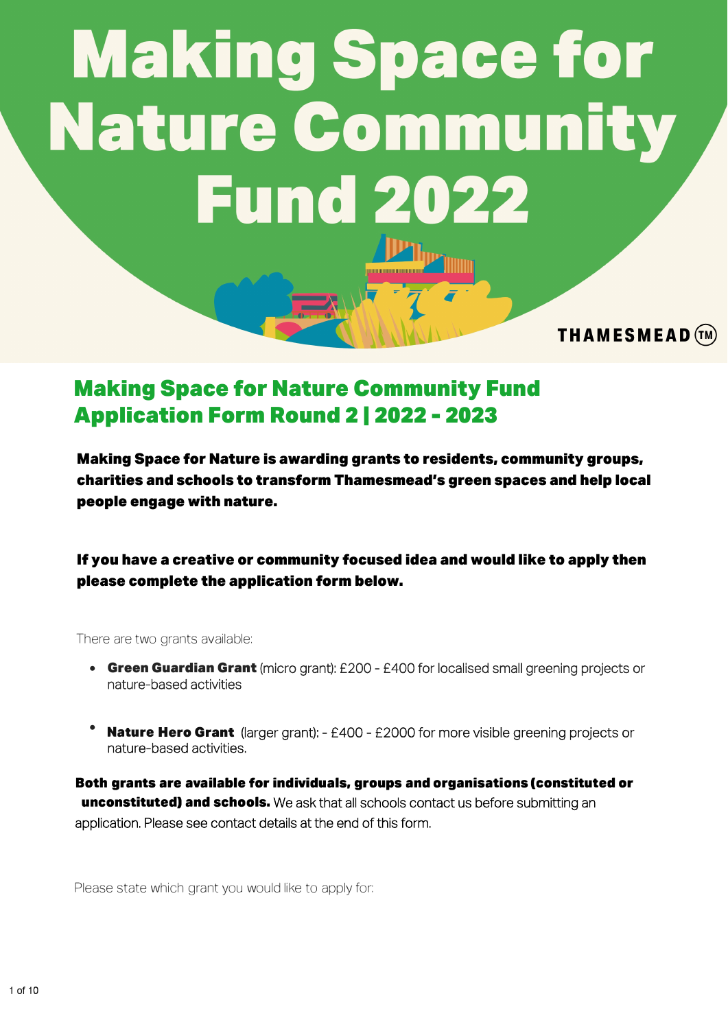# Making Space for Nature Community Fund 2022

THAMESMEAD

## Making Space for Nature Community Fund Application Form Round 2 | 2022 - 2023

**Making Space for Nature is awarding grants to residents, community groups, charities and schools to transform Thamesmead's green spaces and help local people engage with nature.**

**If you have a creative or community focused idea and would like to apply then please complete the application form below.**

There are two grants available:

- **Green Guardian Grant** (micro grant): £200 - £400 for localised small greening projects or nature-based activities
- **Nature Hero Grant** (larger grant): - £400 - £2000 for more visible greening projects or nature-based activities.

**Both grants are available for individuals, groups and organisations (constituted or unconstituted) and schools.** We ask that all schools contact us before submitting an application. Please see contact details at the end of this form.

Please state which grant you would like to apply for: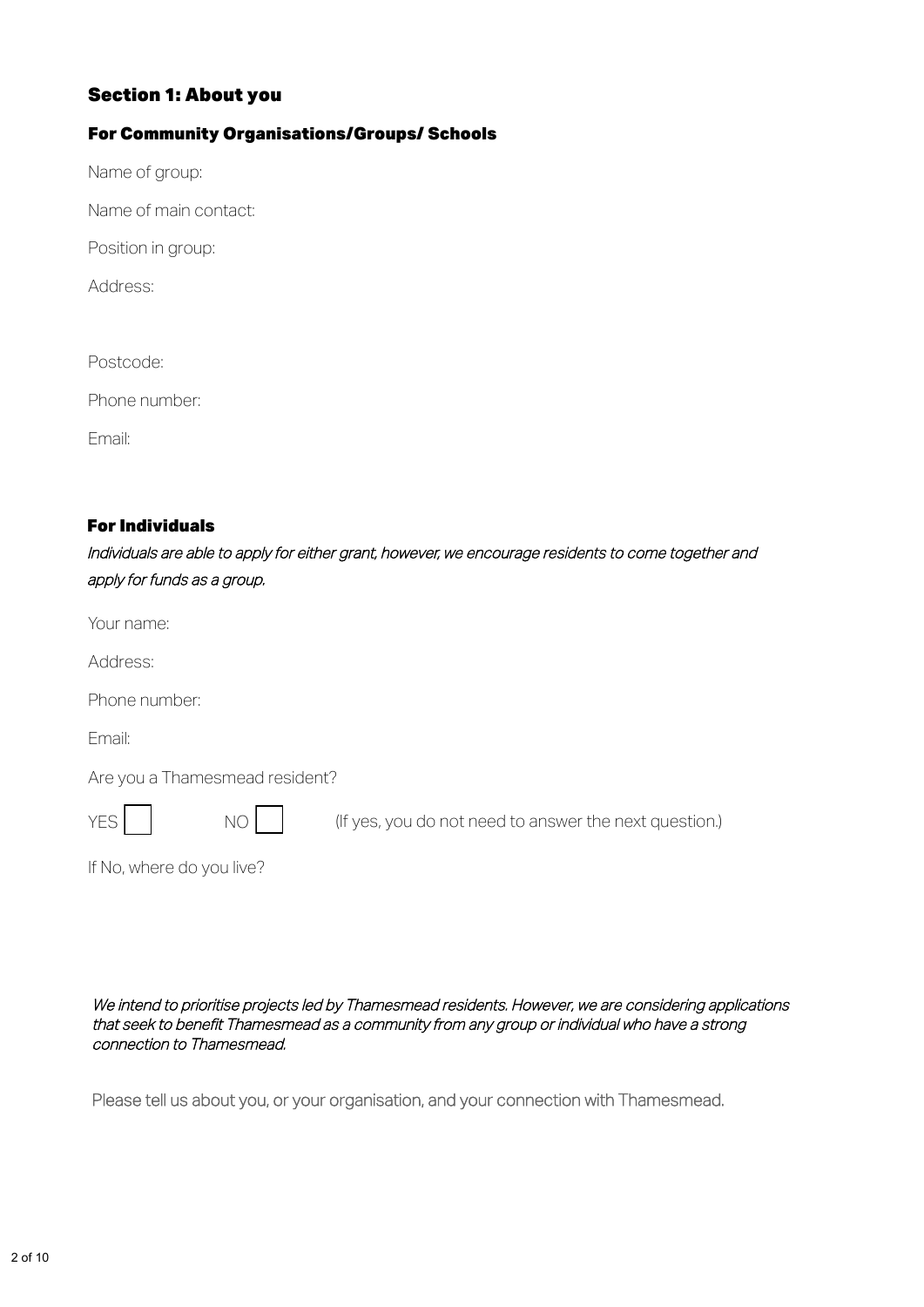## Section 1: About you

### For Community Organisations/Groups/ Schools

Name of group:

Name of main contact:

Position in group:

Address:

Postcode:

Phone number:

Email:

### For Individuals

*Individuals are able to apply for either grant, however, we encourage residents to come together and apply for funds as a group.*

Your name:

Address:

Phone number:

Email:

Are you a Thamesmead resident?

YES ☐ NO ☐ (If yes, you do not need to answer the next question.)

If No, where do you live?

*We intend to prioritise projects led by Thamesmead residents. However, we are considering applications that seek to benefit Thamesmead as a community from any group or individual who have a strong connection to Thamesmead.*

Please tell us about you, or your organisation, and your connection with Thamesmead.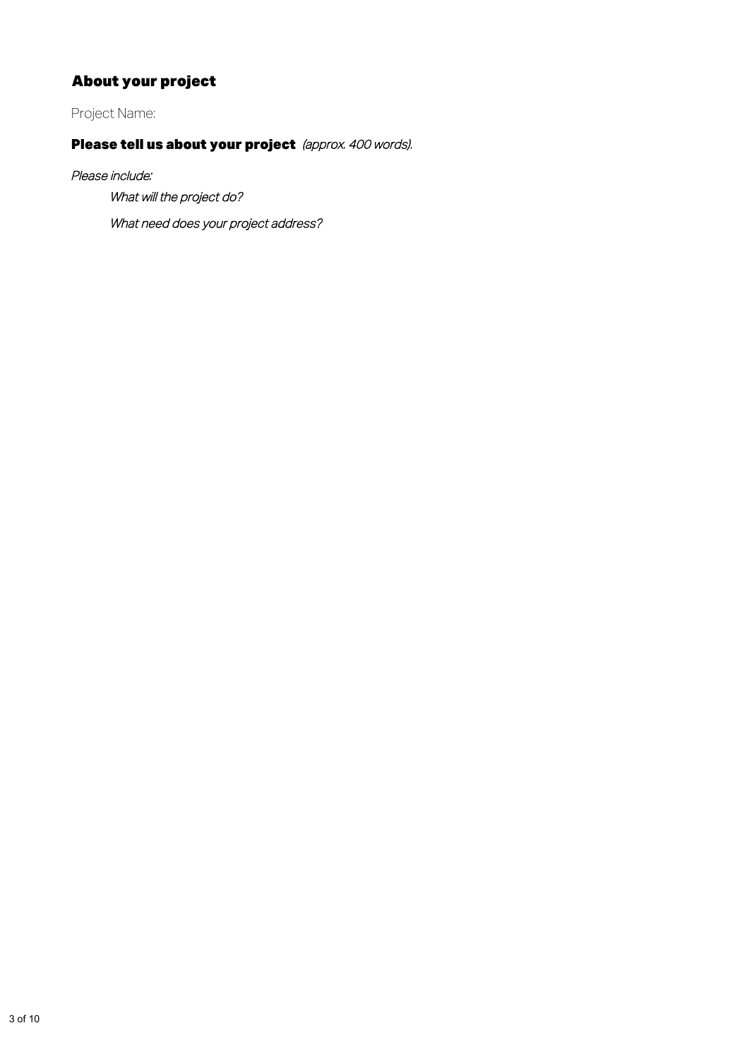## About your project

Project Name:

**Please tell us about your project** *(approx. 400 words).*

*Please include:*

*What will the project do?*

*What need does your project address?*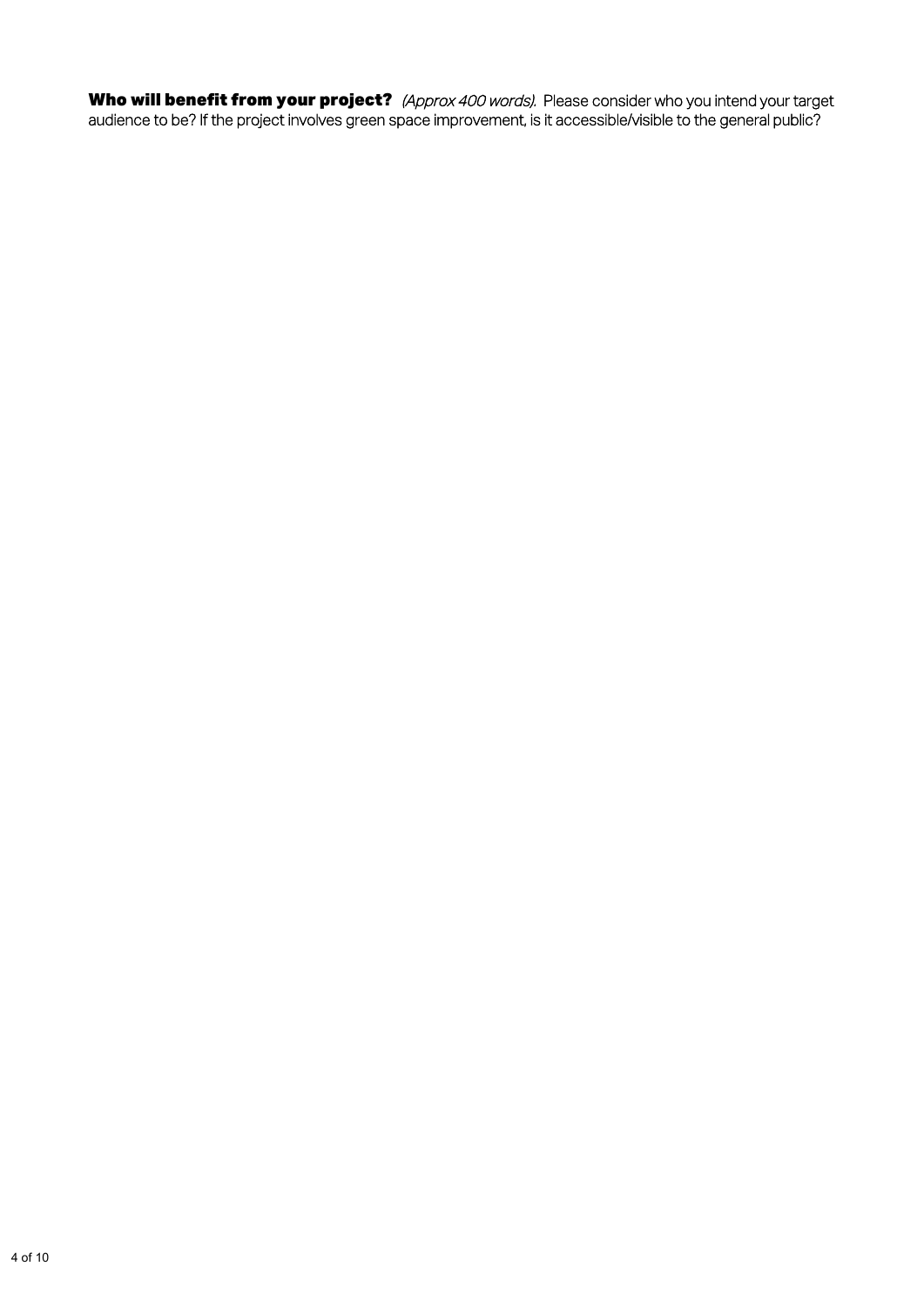**Who will benefit from your project?** *(Approx 400 words).* Please consider who you intend your target audience to be? If the project involves green space improvement, is it accessible/visible to the general public?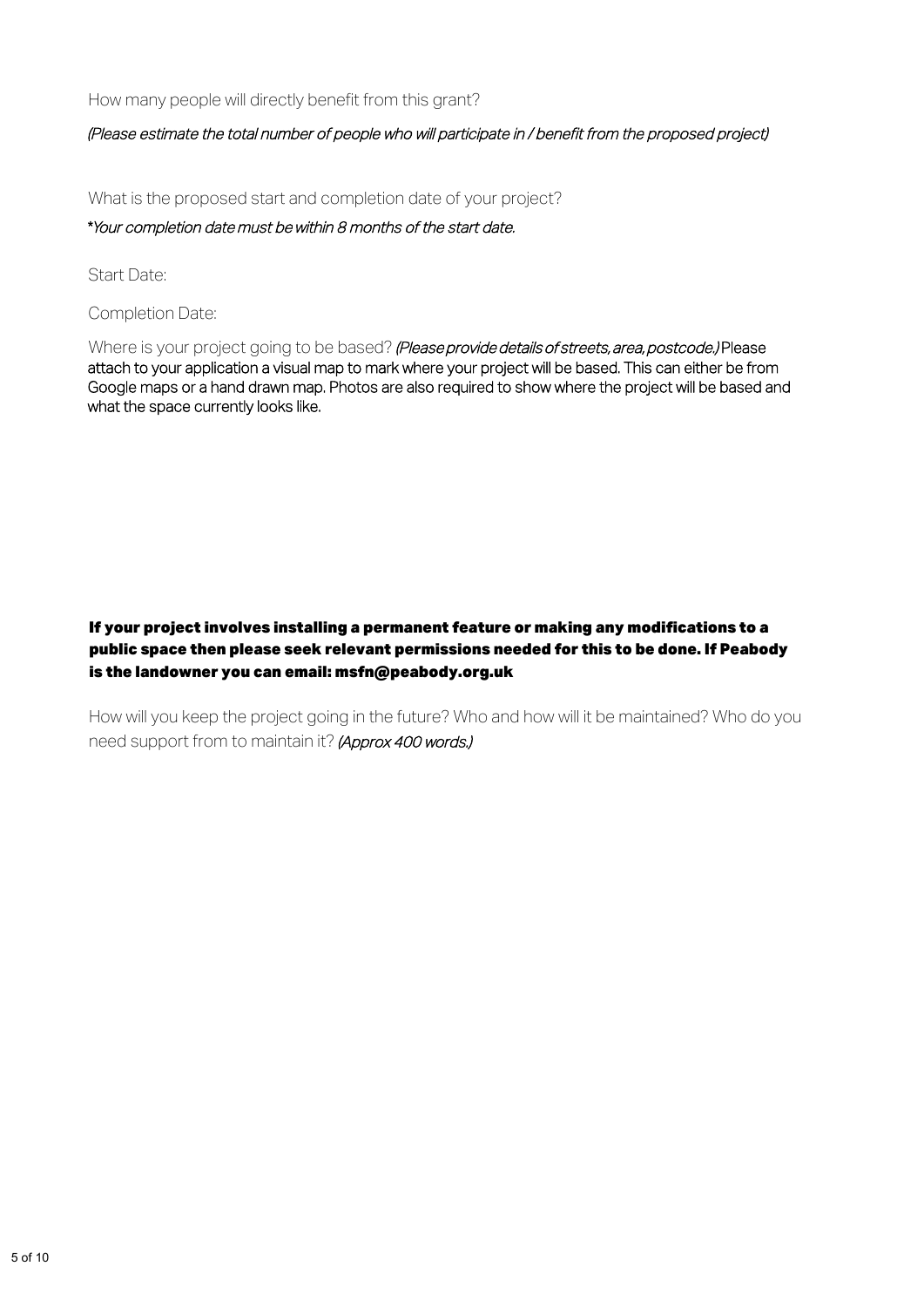How many people will directly benefit from this grant?

*(Please estimate the total number of people who will participate in / benefit from the proposed project)*

What is the proposed start and completion date of your project?

**Your completion date must be within 8 months of the start date.*

Start Date:

Completion Date:

Where is your project going to be based? *(Please provide details of streets, area, postcode.)* Please attach to your application a visual map to mark where your project will be based. This can either be from Google maps or a hand drawn map. Photos are also required to show where the project will be based and what the space currently looks like.

**If your project involves installing a permanent feature or making any modifications to a public space then please seek relevant permissions needed for this to be done. If Peabody is the landowner you can email: msfn@peabody.org.uk**

How will you keep the project going in the future? Who and how will it be maintained? Who do you need support from to maintain it? *(Approx 400 words.)*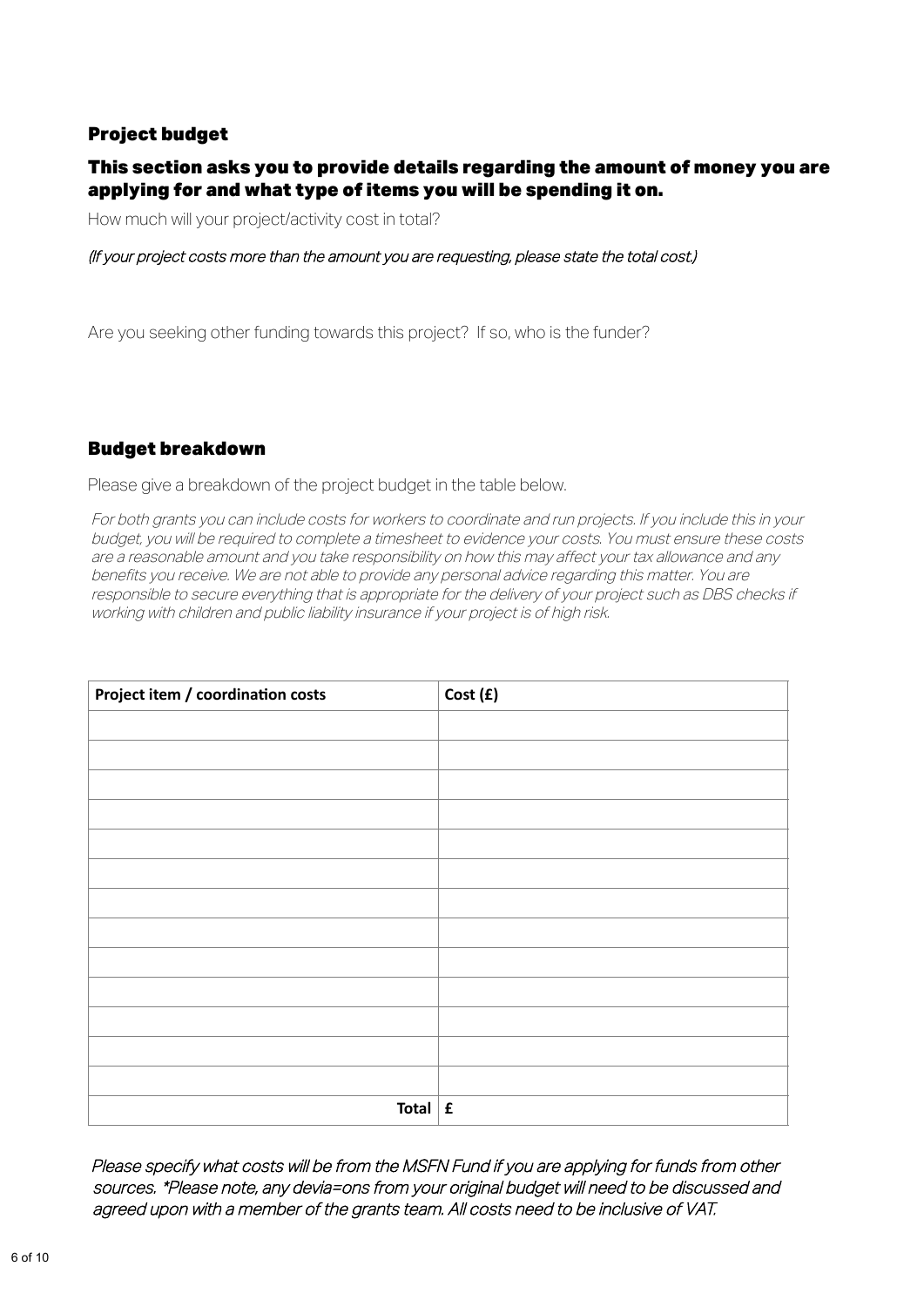## Project budget

### This section asks you to provide details regarding the amount of money you are applying for and what type of items you will be spending it on.

How much will your project/activity cost in total?

*(If your project costs more than the amount you are requesting, please state the total cost.)*

Are you seeking other funding towards this project? If so, who is the funder?

## Budget breakdown

Please give a breakdown of the project budget in the table below.

*For both grants you can include costs for workers to coordinate and run projects. If you include this in your budget, you will be required to complete a timesheet to evidence your costs. You must ensure these costs are a reasonable amount and you take responsibility on how this may affect your tax allowance and any benefits you receive. We are not able to provide any personal advice regarding this matter. You are responsible to secure everything that is appropriate for the delivery of your project such as DBS checks if working with children and public liability insurance if your project is of high risk.*

| Project item / coordination costs | Cost (£) |
|---|---|
| | |
| | |
| | |
| | |
| | |
| | |
| | |
| | |
| | |
| | |
| | |
| | |
| | |
| Total | £ |

*Please specify what costs will be from the MSFN Fund if you are applying for funds from other sources. *Please note, any devia=ons from your original budget will need to be discussed and agreed upon with a member of the grants team. All costs need to be inclusive of VAT.*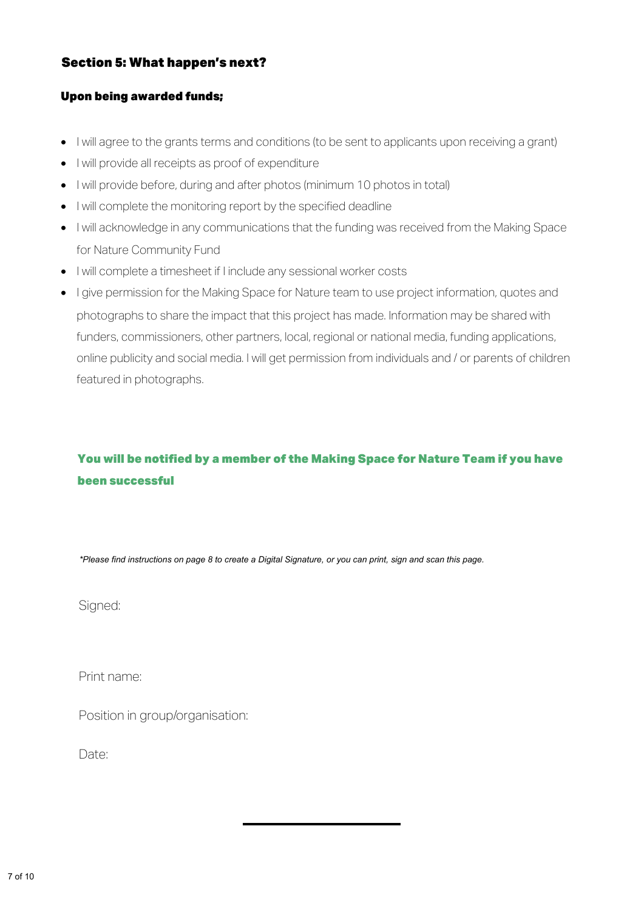## Section 5: What happen's next?

### Upon being awarded funds;

- I will agree to the grants terms and conditions (to be sent to applicants upon receiving a grant)
- I will provide all receipts as proof of expenditure
- I will provide before, during and after photos (minimum 10 photos in total)
- I will complete the monitoring report by the specified deadline
- I will acknowledge in any communications that the funding was received from the Making Space for Nature Community Fund
- I will complete a timesheet if I include any sessional worker costs
- I give permission for the Making Space for Nature team to use project information, quotes and photographs to share the impact that this project has made. Information may be shared with funders, commissioners, other partners, local, regional or national media, funding applications, online publicity and social media. I will get permission from individuals and / or parents of children featured in photographs.

**You will be notified by a member of the Making Space for Nature Team if you have been successful**

*\*Please find instructions on page 8 to create a Digital Signature, or you can print, sign and scan this page.*

Signed:

Print name:

Position in group/organisation:

Date: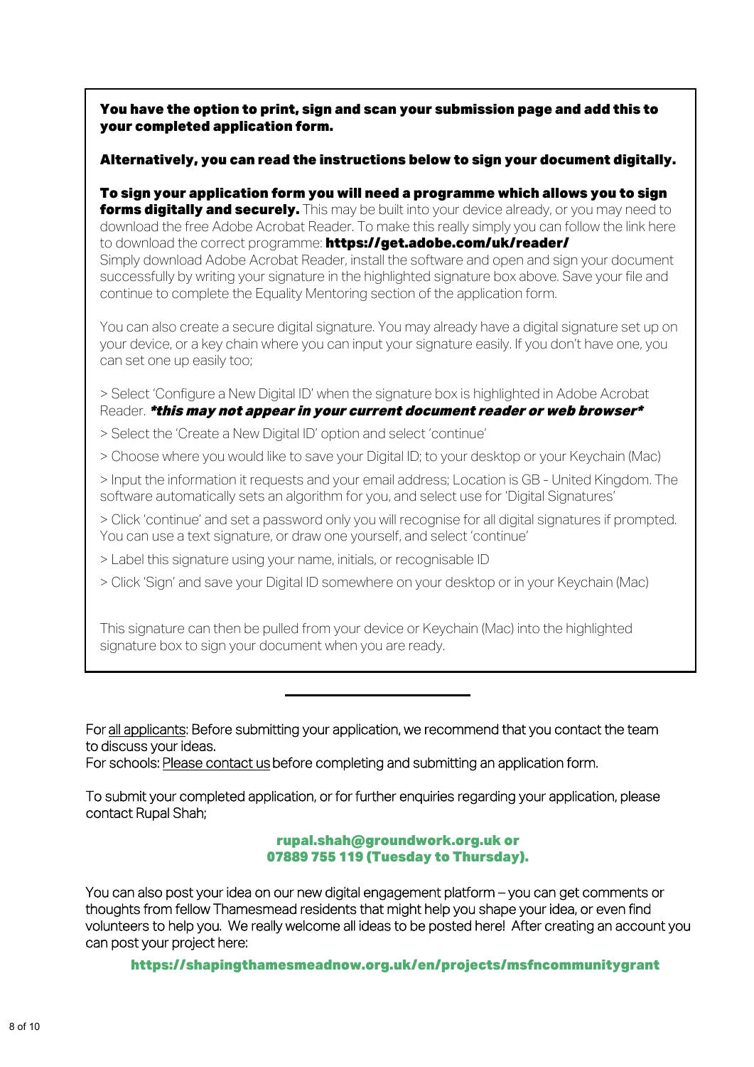**You have the option to print, sign and scan your submission page and add this to your completed application form.**

**Alternatively, you can read the instructions below to sign your document digitally.**

**To sign your application form you will need a programme which allows you to sign forms digitally and securely.** This may be built into your device already, or you may need to download the free Adobe Acrobat Reader. To make this really simply you can follow the link here to download the correct programme: **https://get.adobe.com/uk/reader/**
Simply download Adobe Acrobat Reader, install the software and open and sign your document successfully by writing your signature in the highlighted signature box above. Save your file and continue to complete the Equality Mentoring section of the application form.

You can also create a secure digital signature. You may already have a digital signature set up on your device, or a key chain where you can input your signature easily. If you don't have one, you can set one up easily too;

> Select 'Configure a New Digital ID' when the signature box is highlighted in Adobe Acrobat Reader. ***this may not appear in your current document reader or web browser***

> Select the 'Create a New Digital ID' option and select 'continue'

> Choose where you would like to save your Digital ID; to your desktop or your Keychain (Mac)

> Input the information it requests and your email address; Location is GB - United Kingdom. The software automatically sets an algorithm for you, and select use for 'Digital Signatures'

> Click 'continue' and set a password only you will recognise for all digital signatures if prompted. You can use a text signature, or draw one yourself, and select 'continue'

> Label this signature using your name, initials, or recognisable ID

> Click 'Sign' and save your Digital ID somewhere on your desktop or in your Keychain (Mac)

This signature can then be pulled from your device or Keychain (Mac) into the highlighted signature box to sign your document when you are ready.

---

For all applicants: Before submitting your application, we recommend that you contact the team to discuss your ideas.
For schools: Please contact us before completing and submitting an application form.

To submit your completed application, or for further enquiries regarding your application, please contact Rupal Shah;

**rupal.shah@groundwork.org.uk or 07889 755 119 (Tuesday to Thursday).**

You can also post your idea on our new digital engagement platform – you can get comments or thoughts from fellow Thamesmead residents that might help you shape your idea, or even find volunteers to help you. We really welcome all ideas to be posted here! After creating an account you can post your project here:

**https://shapingthamesmeadnow.org.uk/en/projects/msfncommunitygrant**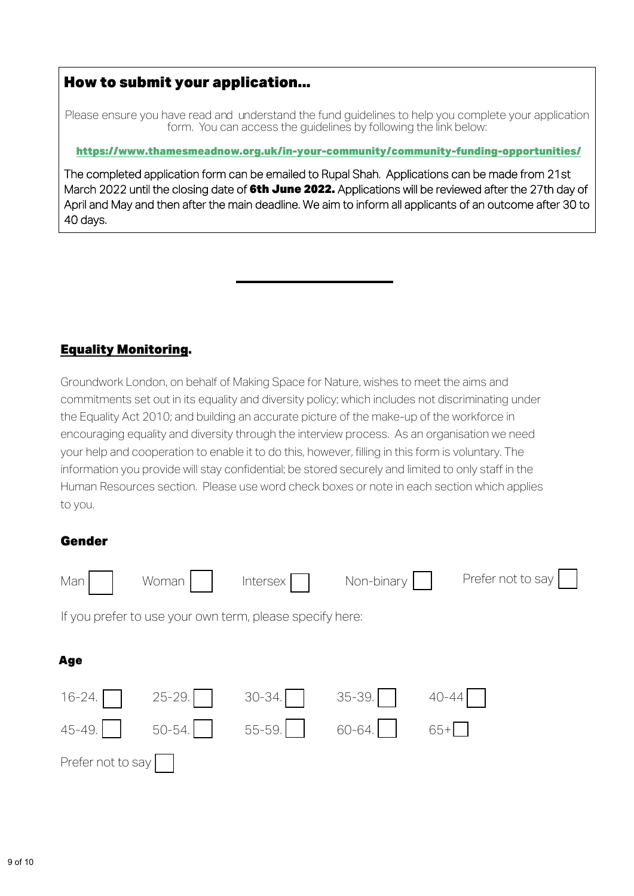## How to submit your application...

Please ensure you have read and understand the fund guidelines to help you complete your application form. You can access the guidelines by following the link below:

**https://www.thamesmeadnow.org.uk/in-your-community/community-funding-opportunities/**

The completed application form can be emailed to Rupal Shah. Applications can be made from 21st March 2022 until the closing date of **6th June 2022.** Applications will be reviewed after the 27th day of April and May and then after the main deadline. We aim to inform all applicants of an outcome after 30 to 40 days.

---

## Equality Monitoring.

Groundwork London, on behalf of Making Space for Nature, wishes to meet the aims and commitments set out in its equality and diversity policy; which includes not discriminating under the Equality Act 2010; and building an accurate picture of the make-up of the workforce in encouraging equality and diversity through the interview process. As an organisation we need your help and cooperation to enable it to do this, however, filling in this form is voluntary. The information you provide will stay confidential; be stored securely and limited to only staff in the Human Resources section. Please use word check boxes or note in each section which applies to you.

### Gender

Man ☐ Woman ☐ Intersex ☐ Non-binary ☐ Prefer not to say ☐

If you prefer to use your own term, please specify here:

### Age

16-24. ☐ 25-29. ☐ 30-34. ☐ 35-39. ☐ 40-44 ☐

45-49. ☐ 50-54. ☐ 55-59. ☐ 60-64. ☐ 65+ ☐

Prefer not to say ☐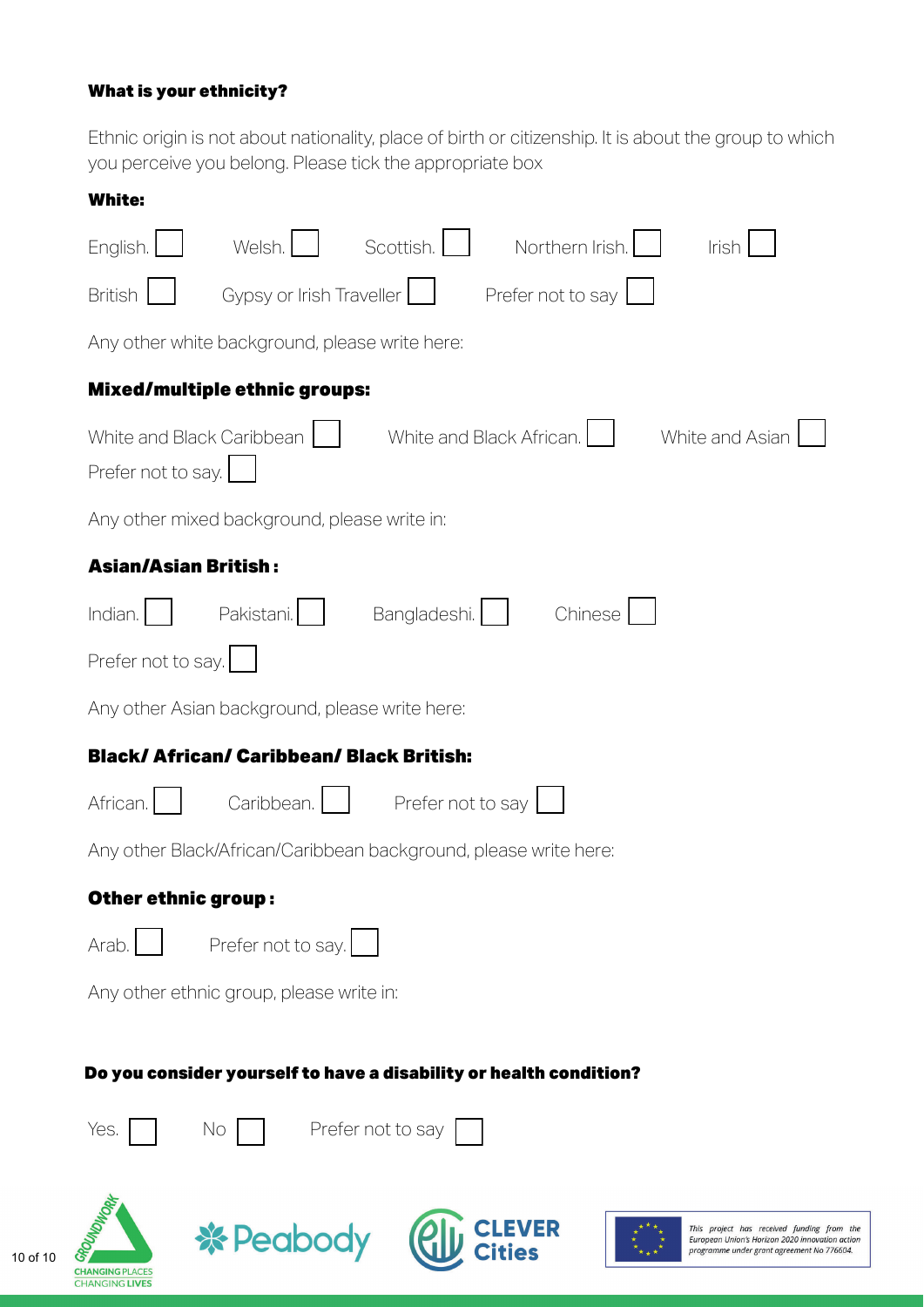**What is your ethnicity?**

Ethnic origin is not about nationality, place of birth or citizenship. It is about the group to which you perceive you belong. Please tick the appropriate box

**White:**

English. ☐ Welsh. ☐ Scottish. ☐ Northern Irish. ☐ Irish ☐

British ☐ Gypsy or Irish Traveller ☐ Prefer not to say ☐

Any other white background, please write here:

**Mixed/multiple ethnic groups:**

White and Black Caribbean ☐ White and Black African. ☐ White and Asian ☐

Prefer not to say. ☐

Any other mixed background, please write in:

**Asian/Asian British :**

Indian. ☐ Pakistani. ☐ Bangladeshi. ☐ Chinese ☐

Prefer not to say. ☐

Any other Asian background, please write here:

**Black/ African/ Caribbean/ Black British:**

African. ☐ Caribbean. ☐ Prefer not to say ☐

Any other Black/African/Caribbean background, please write here:

**Other ethnic group :**

Arab. ☐ Prefer not to say. ☐

Any other ethnic group, please write in:

**Do you consider yourself to have a disability or health condition?**

Yes. ☐ No ☐ Prefer not to say ☐

GROUNDWORK CHANGING PLACES CHANGING LIVES

Peabody

CLEVER Cities

*This project has received funding from the European Union's Horizon 2020 innovation action programme under grant agreement No 776604.*